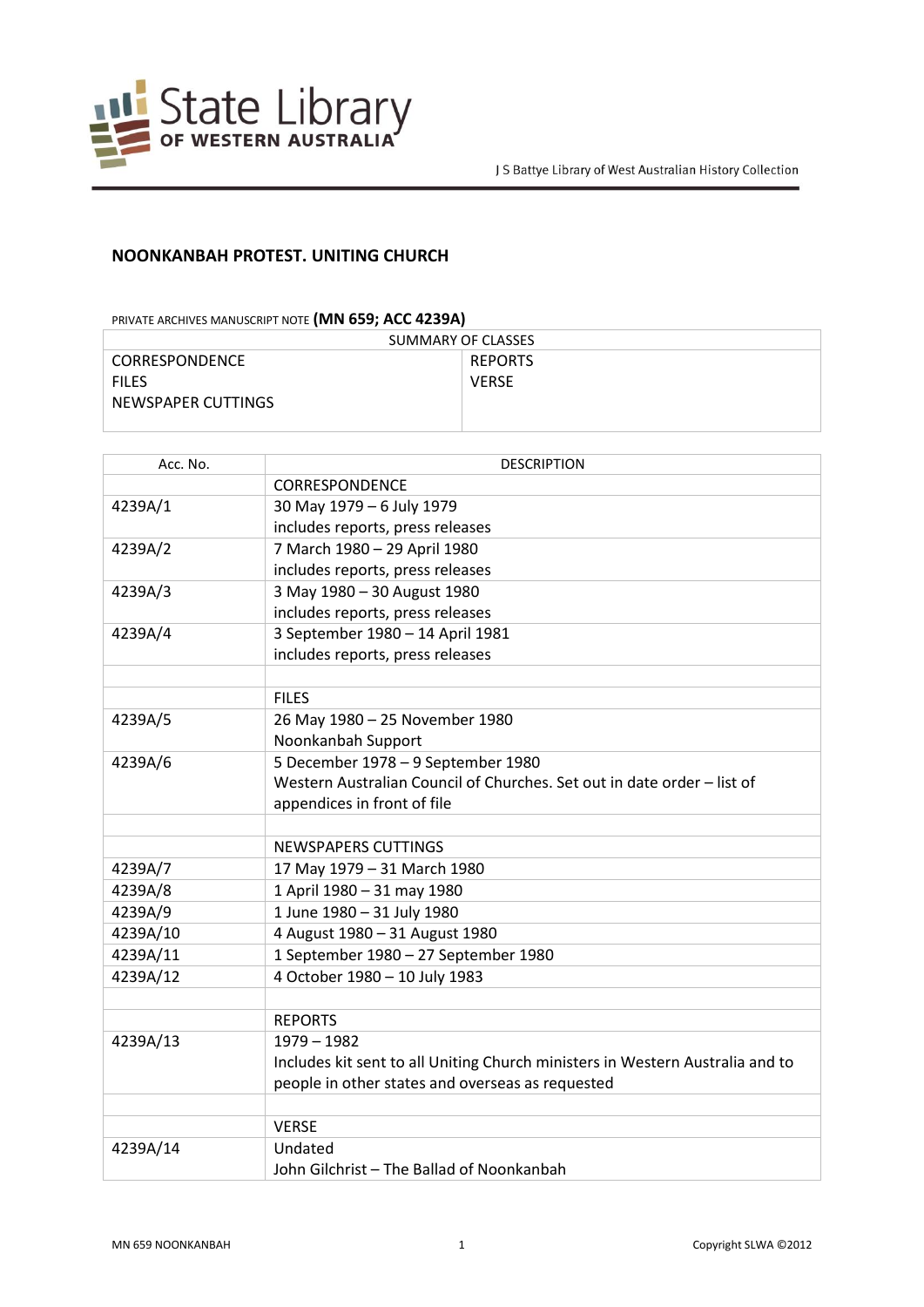State Library OF WESTERN AUSTRALIA

J S Battye Library of West Australian History Collection

## NOONKANBAH PROTEST. UNITING CHURCH

PRIVATE ARCHIVES MANUSCRIPT NOTE **(MN 659; ACC 4239A)**

| SUMMARY OF CLASSES | |
|---|---|
| CORRESPONDENCE<br>FILES<br>NEWSPAPER CUTTINGS | REPORTS<br>VERSE |

| Acc. No. | DESCRIPTION |
|---|---|
| | CORRESPONDENCE |
| 4239A/1 | 30 May 1979 – 6 July 1979<br>includes reports, press releases |
| 4239A/2 | 7 March 1980 – 29 April 1980<br>includes reports, press releases |
| 4239A/3 | 3 May 1980 – 30 August 1980<br>includes reports, press releases |
| 4239A/4 | 3 September 1980 – 14 April 1981<br>includes reports, press releases |
| | |
| | FILES |
| 4239A/5 | 26 May 1980 – 25 November 1980<br>Noonkanbah Support |
| 4239A/6 | 5 December 1978 – 9 September 1980<br>Western Australian Council of Churches. Set out in date order – list of appendices in front of file |
| | |
| | NEWSPAPERS CUTTINGS |
| 4239A/7 | 17 May 1979 – 31 March 1980 |
| 4239A/8 | 1 April 1980 – 31 may 1980 |
| 4239A/9 | 1 June 1980 – 31 July 1980 |
| 4239A/10 | 4 August 1980 – 31 August 1980 |
| 4239A/11 | 1 September 1980 – 27 September 1980 |
| 4239A/12 | 4 October 1980 – 10 July 1983 |
| | |
| | REPORTS |
| 4239A/13 | 1979 – 1982<br>Includes kit sent to all Uniting Church ministers in Western Australia and to people in other states and overseas as requested |
| | |
| | VERSE |
| 4239A/14 | Undated<br>John Gilchrist – The Ballad of Noonkanbah |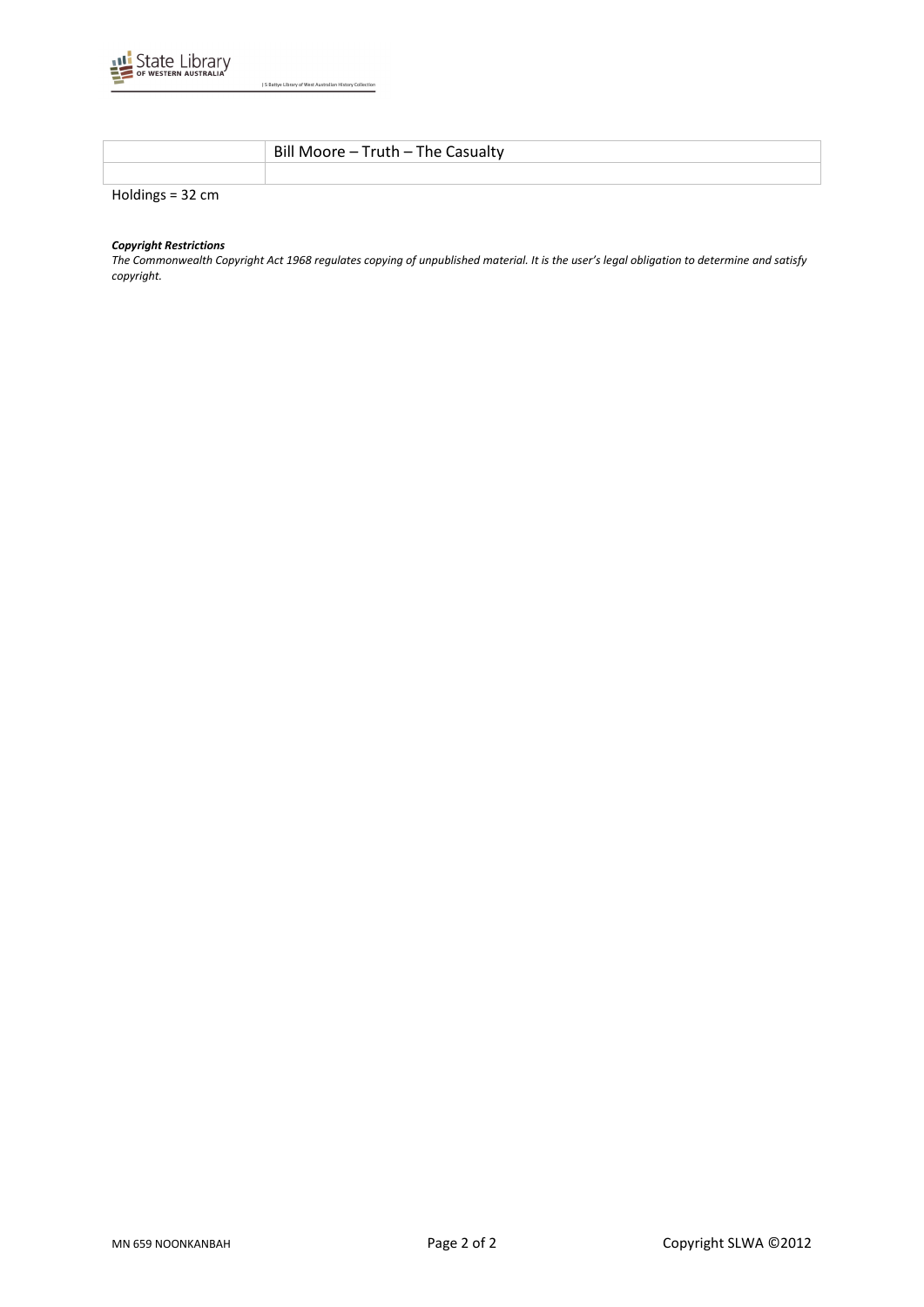| | |
|---|---|
| | Bill Moore – Truth – The Casualty |
| | |

Holdings = 32 cm

***Copyright Restrictions***

*The Commonwealth Copyright Act 1968 regulates copying of unpublished material. It is the user's legal obligation to determine and satisfy copyright.*